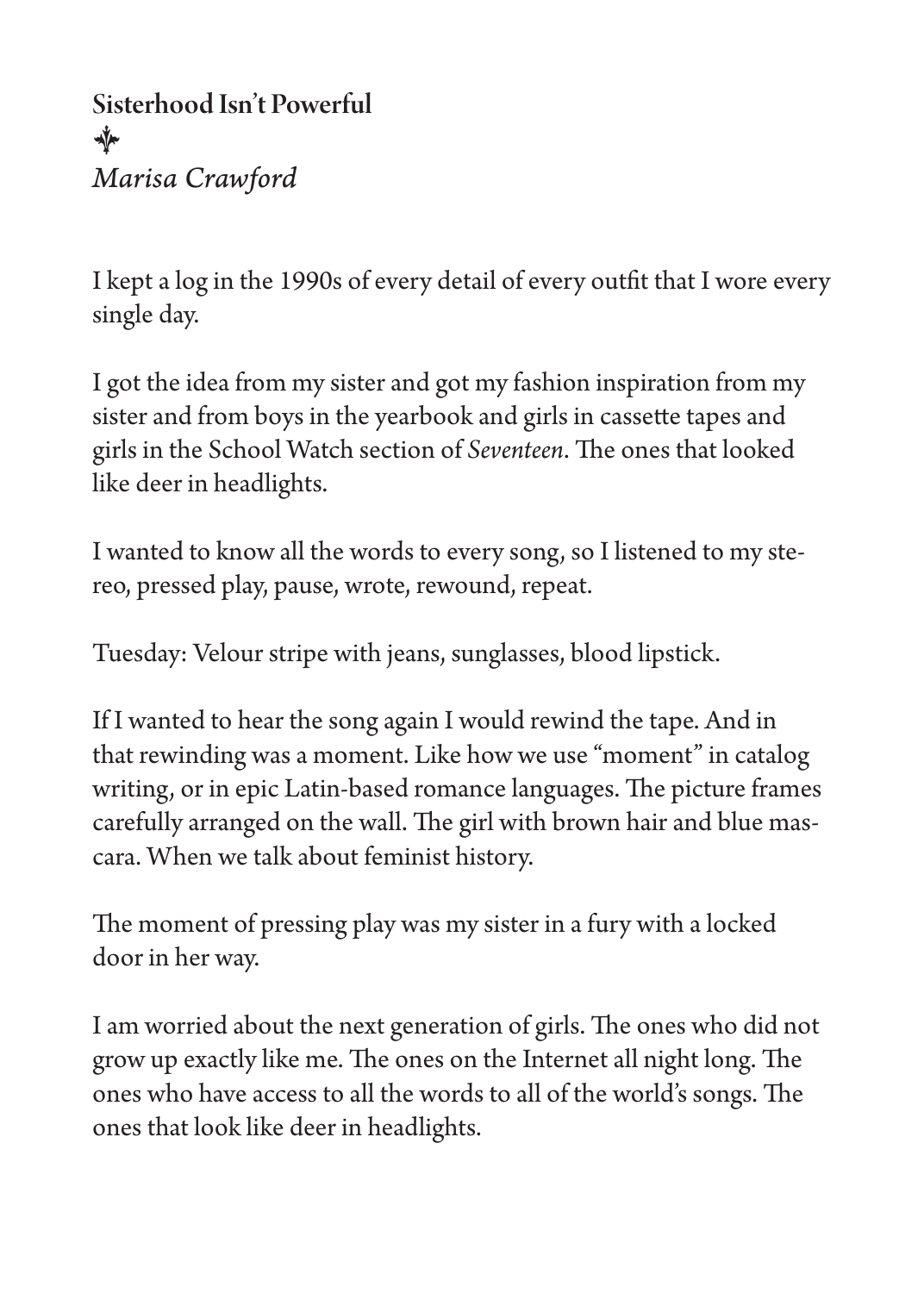## Sisterhood Isn't Powerful

❧

*Marisa Crawford*

I kept a log in the 1990s of every detail of every outfit that I wore every single day.

I got the idea from my sister and got my fashion inspiration from my sister and from boys in the yearbook and girls in cassette tapes and girls in the School Watch section of *Seventeen*. The ones that looked like deer in headlights.

I wanted to know all the words to every song, so I listened to my stereo, pressed play, pause, wrote, rewound, repeat.

Tuesday: Velour stripe with jeans, sunglasses, blood lipstick.

If I wanted to hear the song again I would rewind the tape. And in that rewinding was a moment. Like how we use "moment" in catalog writing, or in epic Latin-based romance languages. The picture frames carefully arranged on the wall. The girl with brown hair and blue mascara. When we talk about feminist history.

The moment of pressing play was my sister in a fury with a locked door in her way.

I am worried about the next generation of girls. The ones who did not grow up exactly like me. The ones on the Internet all night long. The ones who have access to all the words to all of the world's songs. The ones that look like deer in headlights.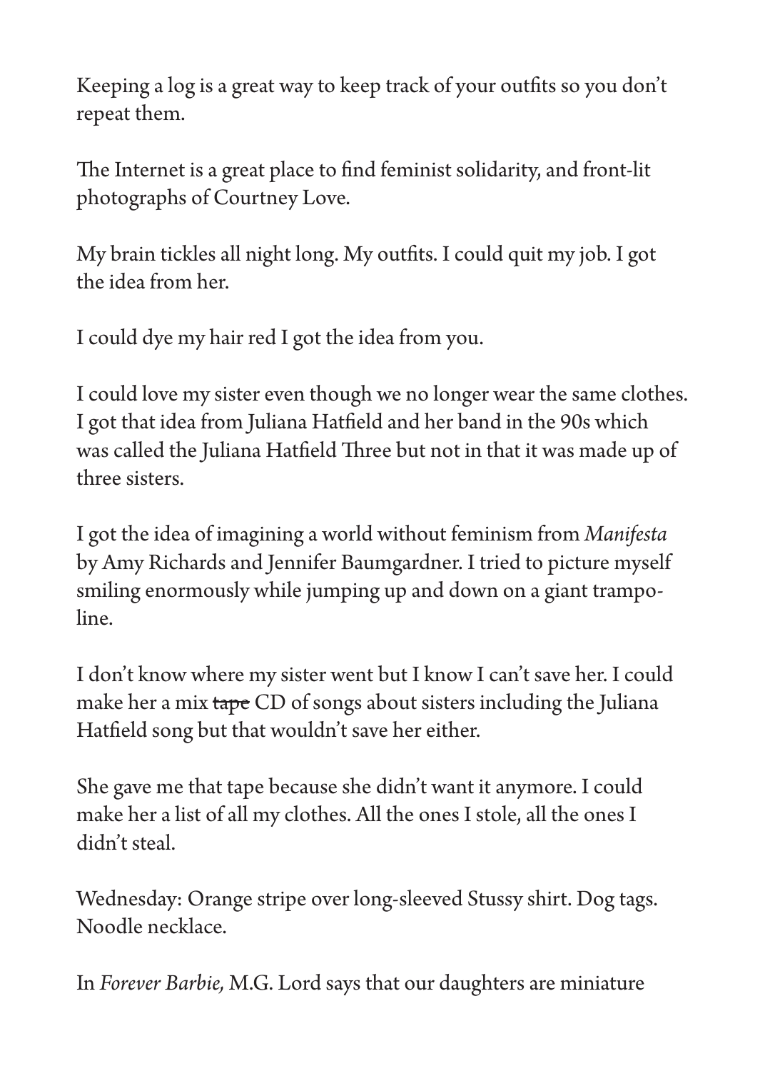Keeping a log is a great way to keep track of your outfits so you don't repeat them.

The Internet is a great place to find feminist solidarity, and front-lit photographs of Courtney Love.

My brain tickles all night long. My outfits. I could quit my job. I got the idea from her.

I could dye my hair red I got the idea from you.

I could love my sister even though we no longer wear the same clothes. I got that idea from Juliana Hatfield and her band in the 90s which was called the Juliana Hatfield Three but not in that it was made up of three sisters.

I got the idea of imagining a world without feminism from *Manifesta* by Amy Richards and Jennifer Baumgardner. I tried to picture myself smiling enormously while jumping up and down on a giant trampoline.

I don't know where my sister went but I know I can't save her. I could make her a mix ~~tape~~ CD of songs about sisters including the Juliana Hatfield song but that wouldn't save her either.

She gave me that tape because she didn't want it anymore. I could make her a list of all my clothes. All the ones I stole, all the ones I didn't steal.

Wednesday: Orange stripe over long-sleeved Stussy shirt. Dog tags. Noodle necklace.

In *Forever Barbie,* M.G. Lord says that our daughters are miniature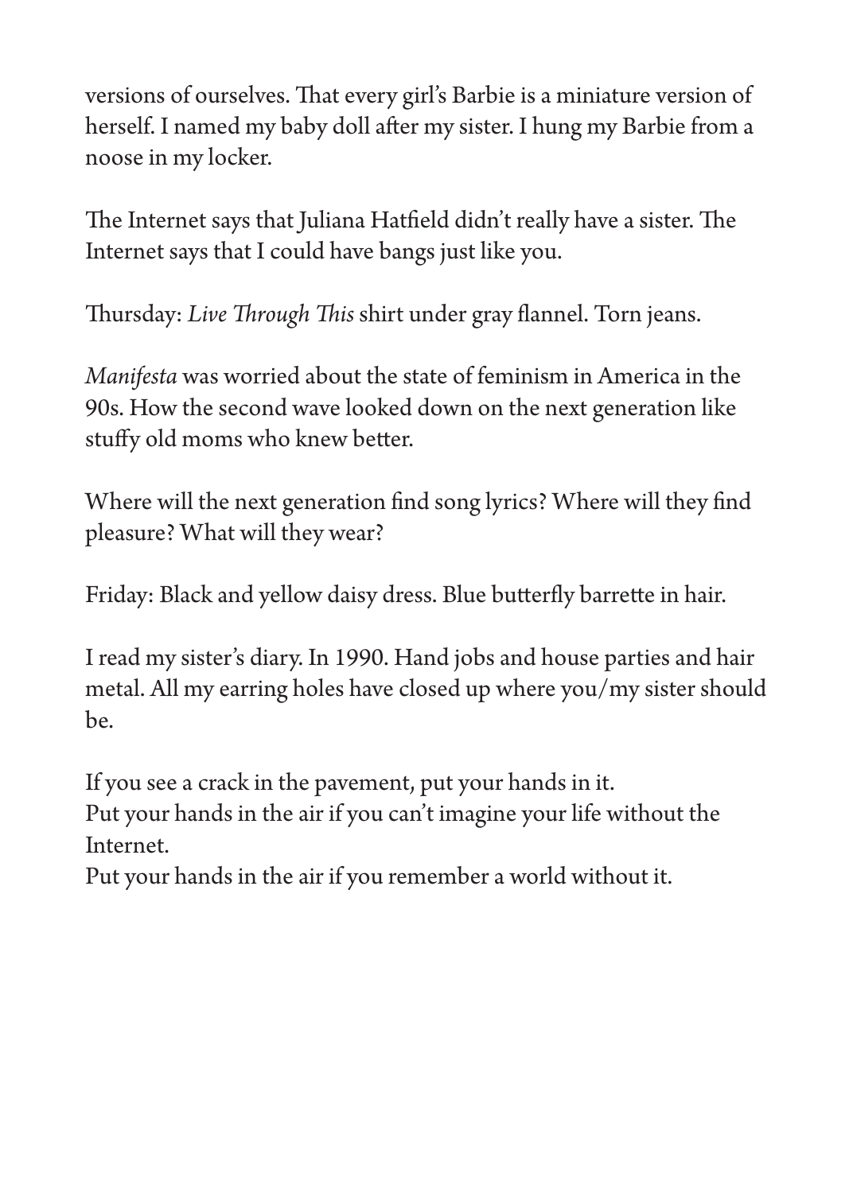versions of ourselves. That every girl's Barbie is a miniature version of herself. I named my baby doll after my sister. I hung my Barbie from a noose in my locker.

The Internet says that Juliana Hatfield didn't really have a sister. The Internet says that I could have bangs just like you.

Thursday: *Live Through This* shirt under gray flannel. Torn jeans.

*Manifesta* was worried about the state of feminism in America in the 90s. How the second wave looked down on the next generation like stuffy old moms who knew better.

Where will the next generation find song lyrics? Where will they find pleasure? What will they wear?

Friday: Black and yellow daisy dress. Blue butterfly barrette in hair.

I read my sister's diary. In 1990. Hand jobs and house parties and hair metal. All my earring holes have closed up where you/my sister should be.

If you see a crack in the pavement, put your hands in it.
Put your hands in the air if you can't imagine your life without the Internet.
Put your hands in the air if you remember a world without it.